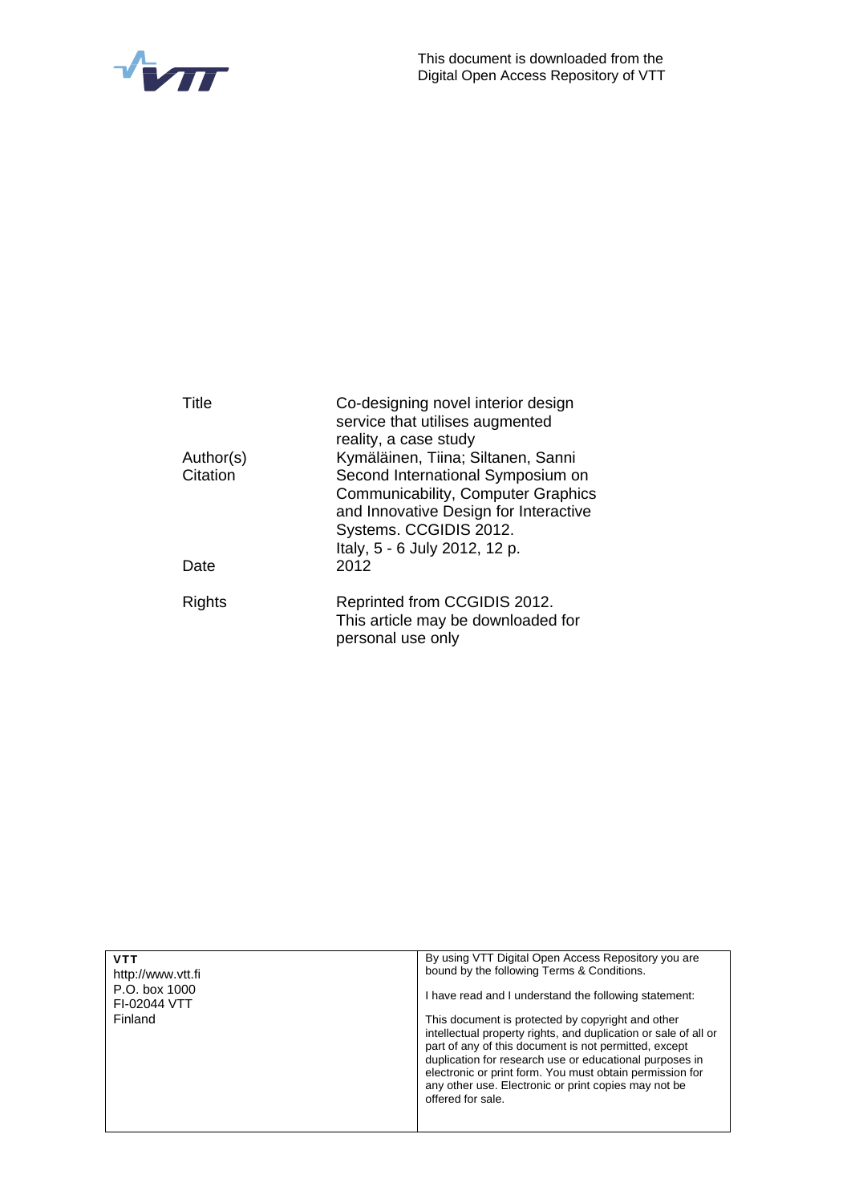This document is downloaded from the Digital Open Access Repository of VTT

| | |
|---|---|
| Title | Co-designing novel interior design service that utilises augmented reality, a case study |
| Author(s) | Kymäläinen, Tiina; Siltanen, Sanni |
| Citation | Second International Symposium on Communicability, Computer Graphics and Innovative Design for Interactive Systems. CCGIDIS 2012. Italy, 5 - 6 July 2012, 12 p. |
| Date | 2012 |
| Rights | Reprinted from CCGIDIS 2012. This article may be downloaded for personal use only |

| | |
|---|---|
| **VTT**<br>http://www.vtt.fi<br>P.O. box 1000<br>FI-02044 VTT<br>Finland | By using VTT Digital Open Access Repository you are bound by the following Terms & Conditions.<br><br>I have read and I understand the following statement:<br><br>This document is protected by copyright and other intellectual property rights, and duplication or sale of all or part of any of this document is not permitted, except duplication for research use or educational purposes in electronic or print form. You must obtain permission for any other use. Electronic or print copies may not be offered for sale. |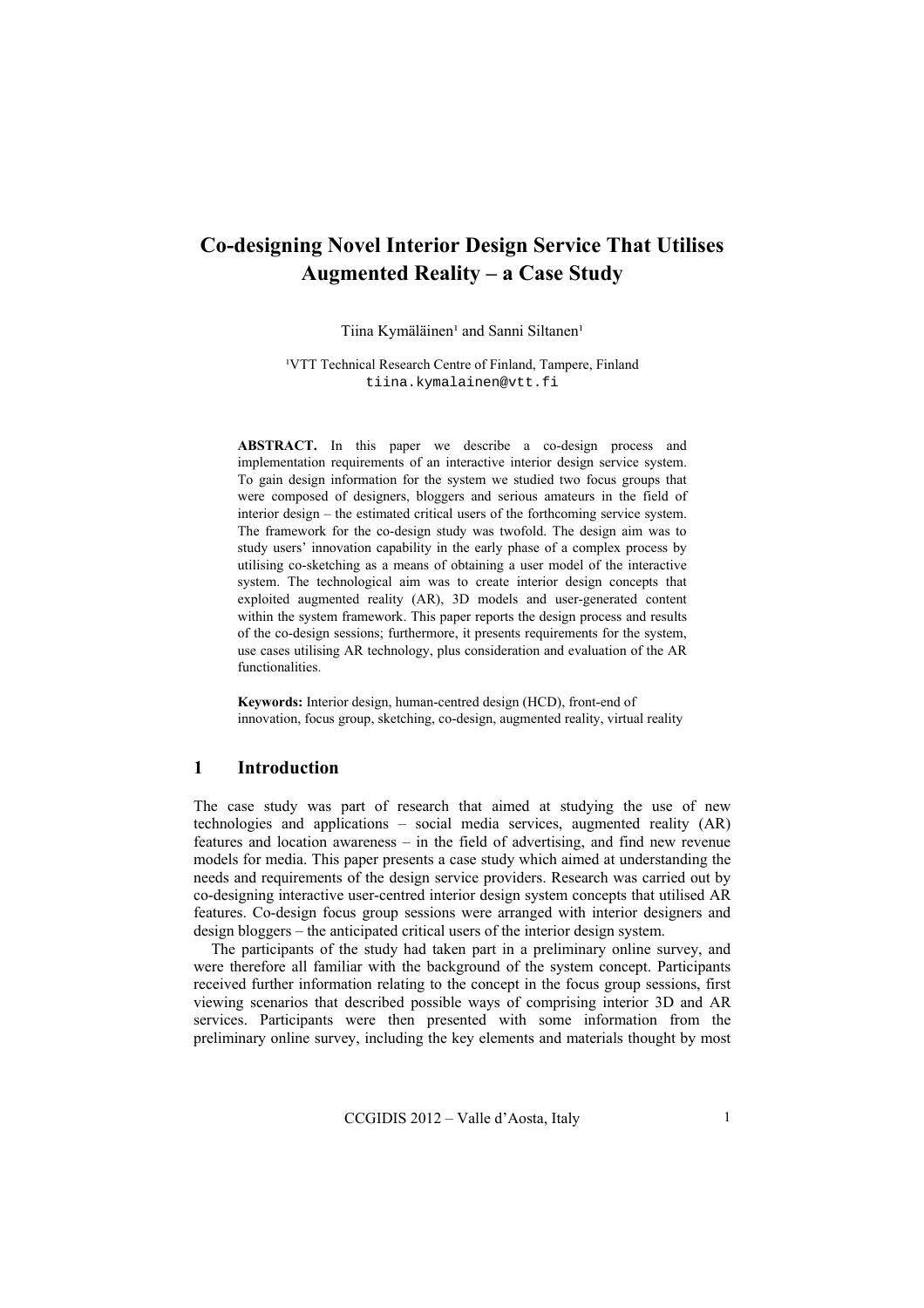# Co-designing Novel Interior Design Service That Utilises Augmented Reality – a Case Study

Tiina Kymäläinen[1] and Sanni Siltanen[1]

[1]VTT Technical Research Centre of Finland, Tampere, Finland
tiina.kymalainen@vtt.fi

**ABSTRACT.** In this paper we describe a co-design process and implementation requirements of an interactive interior design service system. To gain design information for the system we studied two focus groups that were composed of designers, bloggers and serious amateurs in the field of interior design – the estimated critical users of the forthcoming service system. The framework for the co-design study was twofold. The design aim was to study users' innovation capability in the early phase of a complex process by utilising co-sketching as a means of obtaining a user model of the interactive system. The technological aim was to create interior design concepts that exploited augmented reality (AR), 3D models and user-generated content within the system framework. This paper reports the design process and results of the co-design sessions; furthermore, it presents requirements for the system, use cases utilising AR technology, plus consideration and evaluation of the AR functionalities.

**Keywords:** Interior design, human-centred design (HCD), front-end of innovation, focus group, sketching, co-design, augmented reality, virtual reality

## 1 Introduction

The case study was part of research that aimed at studying the use of new technologies and applications – social media services, augmented reality (AR) features and location awareness – in the field of advertising, and find new revenue models for media. This paper presents a case study which aimed at understanding the needs and requirements of the design service providers. Research was carried out by co-designing interactive user-centred interior design system concepts that utilised AR features. Co-design focus group sessions were arranged with interior designers and design bloggers – the anticipated critical users of the interior design system.

The participants of the study had taken part in a preliminary online survey, and were therefore all familiar with the background of the system concept. Participants received further information relating to the concept in the focus group sessions, first viewing scenarios that described possible ways of comprising interior 3D and AR services. Participants were then presented with some information from the preliminary online survey, including the key elements and materials thought by most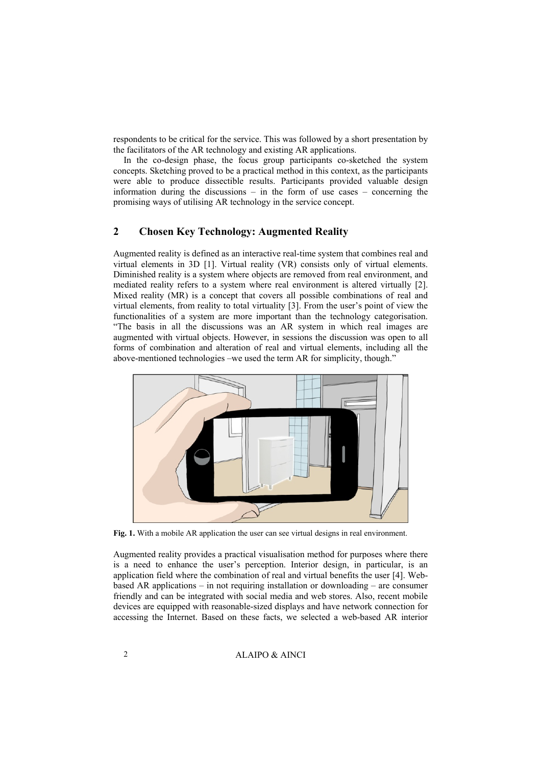respondents to be critical for the service. This was followed by a short presentation by the facilitators of the AR technology and existing AR applications.

In the co-design phase, the focus group participants co-sketched the system concepts. Sketching proved to be a practical method in this context, as the participants were able to produce dissectible results. Participants provided valuable design information during the discussions – in the form of use cases – concerning the promising ways of utilising AR technology in the service concept.

## 2 Chosen Key Technology: Augmented Reality

Augmented reality is defined as an interactive real-time system that combines real and virtual elements in 3D [1]. Virtual reality (VR) consists only of virtual elements. Diminished reality is a system where objects are removed from real environment, and mediated reality refers to a system where real environment is altered virtually [2]. Mixed reality (MR) is a concept that covers all possible combinations of real and virtual elements, from reality to total virtuality [3]. From the user's point of view the functionalities of a system are more important than the technology categorisation. "The basis in all the discussions was an AR system in which real images are augmented with virtual objects. However, in sessions the discussion was open to all forms of combination and alteration of real and virtual elements, including all the above-mentioned technologies –we used the term AR for simplicity, though."

**Fig. 1.** With a mobile AR application the user can see virtual designs in real environment.

Augmented reality provides a practical visualisation method for purposes where there is a need to enhance the user's perception. Interior design, in particular, is an application field where the combination of real and virtual benefits the user [4]. Web-based AR applications – in not requiring installation or downloading – are consumer friendly and can be integrated with social media and web stores. Also, recent mobile devices are equipped with reasonable-sized displays and have network connection for accessing the Internet. Based on these facts, we selected a web-based AR interior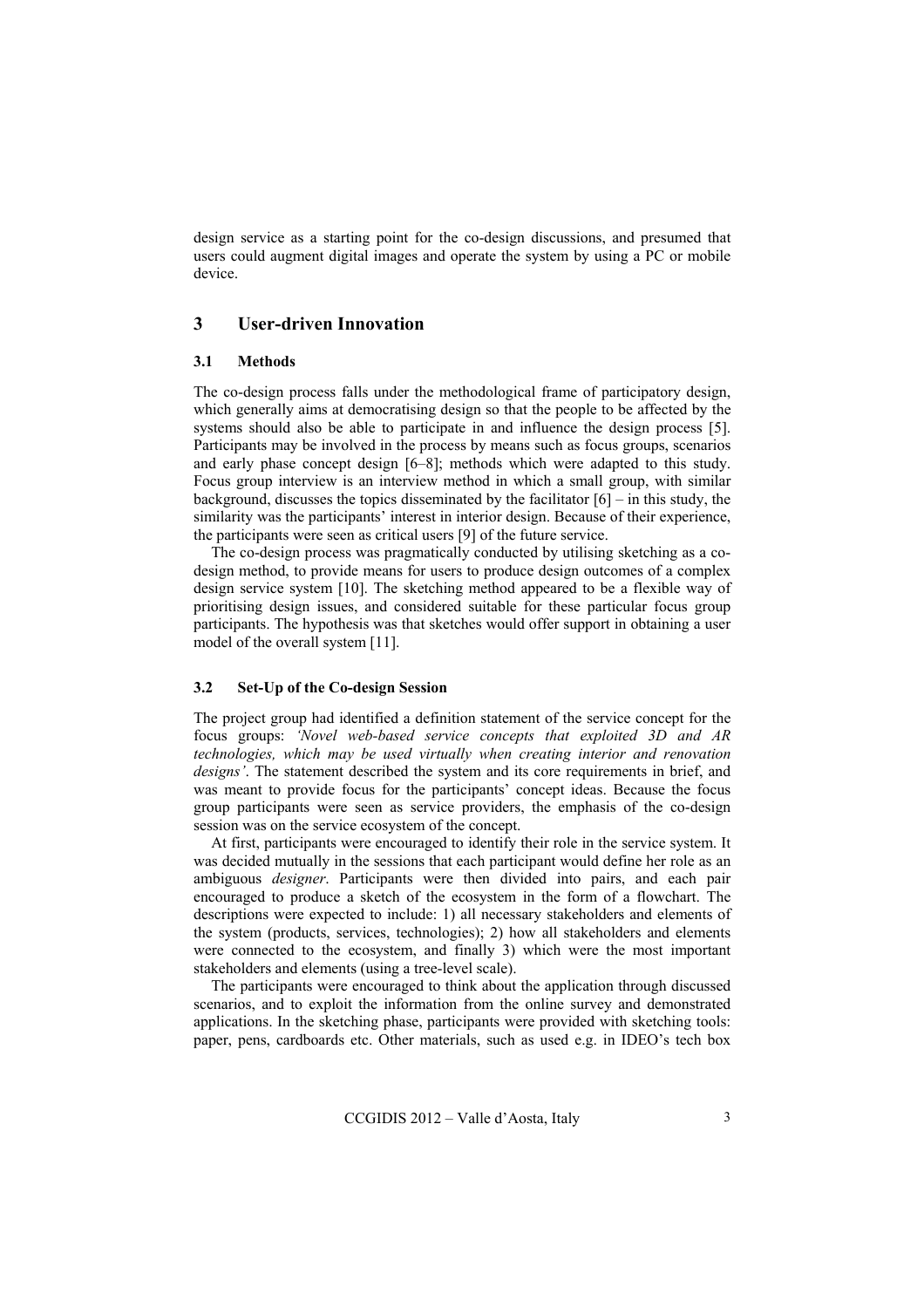design service as a starting point for the co-design discussions, and presumed that users could augment digital images and operate the system by using a PC or mobile device.

## 3 User-driven Innovation

### 3.1 Methods

The co-design process falls under the methodological frame of participatory design, which generally aims at democratising design so that the people to be affected by the systems should also be able to participate in and influence the design process [5]. Participants may be involved in the process by means such as focus groups, scenarios and early phase concept design [6–8]; methods which were adapted to this study. Focus group interview is an interview method in which a small group, with similar background, discusses the topics disseminated by the facilitator [6] – in this study, the similarity was the participants' interest in interior design. Because of their experience, the participants were seen as critical users [9] of the future service.

The co-design process was pragmatically conducted by utilising sketching as a co-design method, to provide means for users to produce design outcomes of a complex design service system [10]. The sketching method appeared to be a flexible way of prioritising design issues, and considered suitable for these particular focus group participants. The hypothesis was that sketches would offer support in obtaining a user model of the overall system [11].

### 3.2 Set-Up of the Co-design Session

The project group had identified a definition statement of the service concept for the focus groups: *'Novel web-based service concepts that exploited 3D and AR technologies, which may be used virtually when creating interior and renovation designs'*. The statement described the system and its core requirements in brief, and was meant to provide focus for the participants' concept ideas. Because the focus group participants were seen as service providers, the emphasis of the co-design session was on the service ecosystem of the concept.

At first, participants were encouraged to identify their role in the service system. It was decided mutually in the sessions that each participant would define her role as an ambiguous *designer*. Participants were then divided into pairs, and each pair encouraged to produce a sketch of the ecosystem in the form of a flowchart. The descriptions were expected to include: 1) all necessary stakeholders and elements of the system (products, services, technologies); 2) how all stakeholders and elements were connected to the ecosystem, and finally 3) which were the most important stakeholders and elements (using a tree-level scale).

The participants were encouraged to think about the application through discussed scenarios, and to exploit the information from the online survey and demonstrated applications. In the sketching phase, participants were provided with sketching tools: paper, pens, cardboards etc. Other materials, such as used e.g. in IDEO's tech box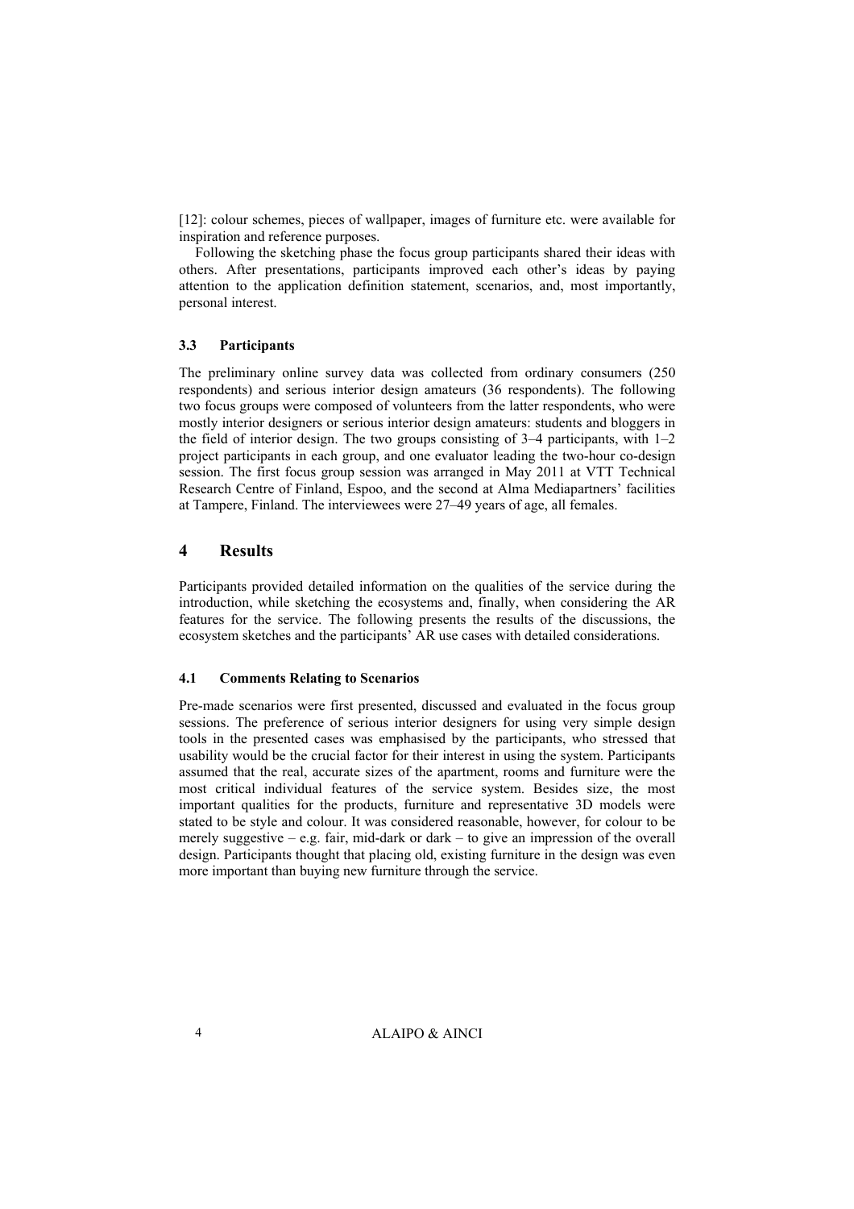[12]: colour schemes, pieces of wallpaper, images of furniture etc. were available for inspiration and reference purposes.

Following the sketching phase the focus group participants shared their ideas with others. After presentations, participants improved each other's ideas by paying attention to the application definition statement, scenarios, and, most importantly, personal interest.

### 3.3 Participants

The preliminary online survey data was collected from ordinary consumers (250 respondents) and serious interior design amateurs (36 respondents). The following two focus groups were composed of volunteers from the latter respondents, who were mostly interior designers or serious interior design amateurs: students and bloggers in the field of interior design. The two groups consisting of 3–4 participants, with 1–2 project participants in each group, and one evaluator leading the two-hour co-design session. The first focus group session was arranged in May 2011 at VTT Technical Research Centre of Finland, Espoo, and the second at Alma Mediapartners' facilities at Tampere, Finland. The interviewees were 27–49 years of age, all females.

## 4 Results

Participants provided detailed information on the qualities of the service during the introduction, while sketching the ecosystems and, finally, when considering the AR features for the service. The following presents the results of the discussions, the ecosystem sketches and the participants' AR use cases with detailed considerations.

### 4.1 Comments Relating to Scenarios

Pre-made scenarios were first presented, discussed and evaluated in the focus group sessions. The preference of serious interior designers for using very simple design tools in the presented cases was emphasised by the participants, who stressed that usability would be the crucial factor for their interest in using the system. Participants assumed that the real, accurate sizes of the apartment, rooms and furniture were the most critical individual features of the service system. Besides size, the most important qualities for the products, furniture and representative 3D models were stated to be style and colour. It was considered reasonable, however, for colour to be merely suggestive – e.g. fair, mid-dark or dark – to give an impression of the overall design. Participants thought that placing old, existing furniture in the design was even more important than buying new furniture through the service.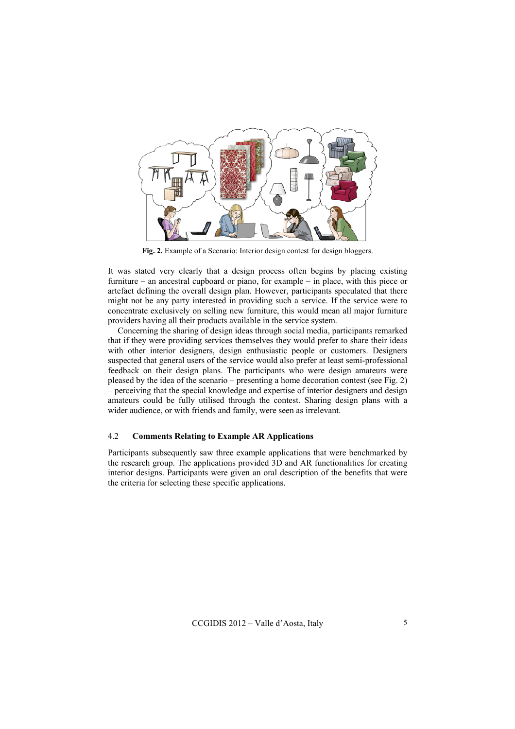**Fig. 2.** Example of a Scenario: Interior design contest for design bloggers.

It was stated very clearly that a design process often begins by placing existing furniture – an ancestral cupboard or piano, for example – in place, with this piece or artefact defining the overall design plan. However, participants speculated that there might not be any party interested in providing such a service. If the service were to concentrate exclusively on selling new furniture, this would mean all major furniture providers having all their products available in the service system.

Concerning the sharing of design ideas through social media, participants remarked that if they were providing services themselves they would prefer to share their ideas with other interior designers, design enthusiastic people or customers. Designers suspected that general users of the service would also prefer at least semi-professional feedback on their design plans. The participants who were design amateurs were pleased by the idea of the scenario – presenting a home decoration contest (see Fig. 2) – perceiving that the special knowledge and expertise of interior designers and design amateurs could be fully utilised through the contest. Sharing design plans with a wider audience, or with friends and family, were seen as irrelevant.

### 4.2 Comments Relating to Example AR Applications

Participants subsequently saw three example applications that were benchmarked by the research group. The applications provided 3D and AR functionalities for creating interior designs. Participants were given an oral description of the benefits that were the criteria for selecting these specific applications.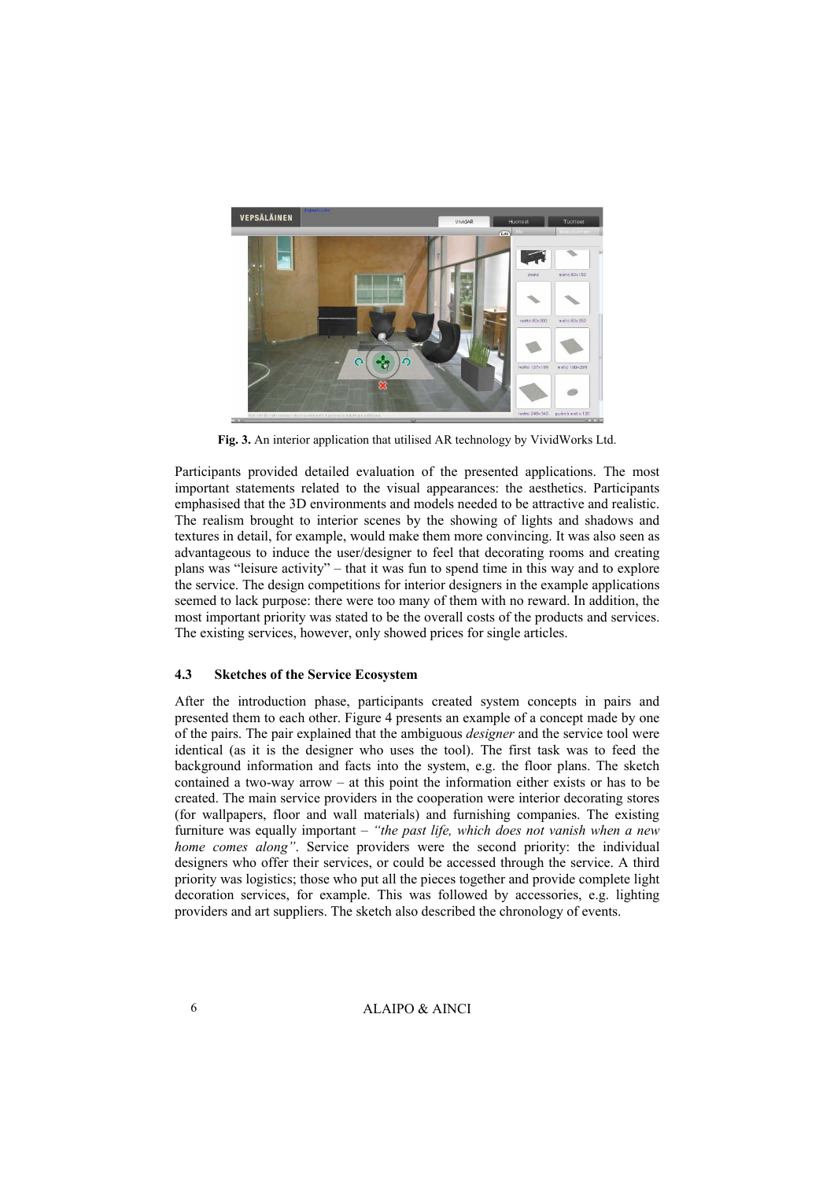Fig. 3. An interior application that utilised AR technology by VividWorks Ltd.

Participants provided detailed evaluation of the presented applications. The most important statements related to the visual appearances: the aesthetics. Participants emphasised that the 3D environments and models needed to be attractive and realistic. The realism brought to interior scenes by the showing of lights and shadows and textures in detail, for example, would make them more convincing. It was also seen as advantageous to induce the user/designer to feel that decorating rooms and creating plans was "leisure activity" – that it was fun to spend time in this way and to explore the service. The design competitions for interior designers in the example applications seemed to lack purpose: there were too many of them with no reward. In addition, the most important priority was stated to be the overall costs of the products and services. The existing services, however, only showed prices for single articles.

### 4.3 Sketches of the Service Ecosystem

After the introduction phase, participants created system concepts in pairs and presented them to each other. Figure 4 presents an example of a concept made by one of the pairs. The pair explained that the ambiguous *designer* and the service tool were identical (as it is the designer who uses the tool). The first task was to feed the background information and facts into the system, e.g. the floor plans. The sketch contained a two-way arrow – at this point the information either exists or has to be created. The main service providers in the cooperation were interior decorating stores (for wallpapers, floor and wall materials) and furnishing companies. The existing furniture was equally important – *"the past life, which does not vanish when a new home comes along"*. Service providers were the second priority: the individual designers who offer their services, or could be accessed through the service. A third priority was logistics; those who put all the pieces together and provide complete light decoration services, for example. This was followed by accessories, e.g. lighting providers and art suppliers. The sketch also described the chronology of events.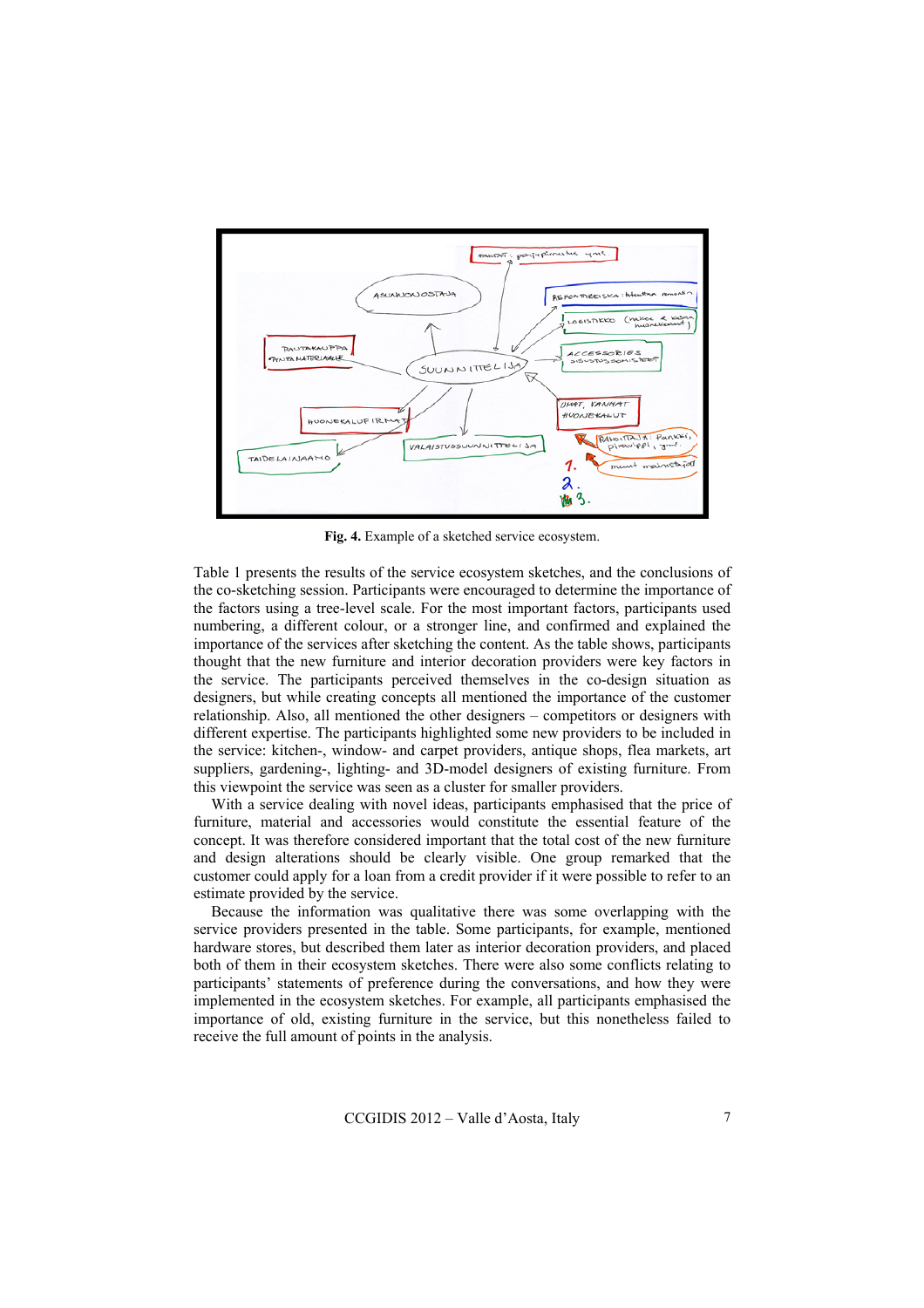**Fig. 4.** Example of a sketched service ecosystem.

Table 1 presents the results of the service ecosystem sketches, and the conclusions of the co-sketching session. Participants were encouraged to determine the importance of the factors using a tree-level scale. For the most important factors, participants used numbering, a different colour, or a stronger line, and confirmed and explained the importance of the services after sketching the content. As the table shows, participants thought that the new furniture and interior decoration providers were key factors in the service. The participants perceived themselves in the co-design situation as designers, but while creating concepts all mentioned the importance of the customer relationship. Also, all mentioned the other designers – competitors or designers with different expertise. The participants highlighted some new providers to be included in the service: kitchen-, window- and carpet providers, antique shops, flea markets, art suppliers, gardening-, lighting- and 3D-model designers of existing furniture. From this viewpoint the service was seen as a cluster for smaller providers.

With a service dealing with novel ideas, participants emphasised that the price of furniture, material and accessories would constitute the essential feature of the concept. It was therefore considered important that the total cost of the new furniture and design alterations should be clearly visible. One group remarked that the customer could apply for a loan from a credit provider if it were possible to refer to an estimate provided by the service.

Because the information was qualitative there was some overlapping with the service providers presented in the table. Some participants, for example, mentioned hardware stores, but described them later as interior decoration providers, and placed both of them in their ecosystem sketches. There were also some conflicts relating to participants' statements of preference during the conversations, and how they were implemented in the ecosystem sketches. For example, all participants emphasised the importance of old, existing furniture in the service, but this nonetheless failed to receive the full amount of points in the analysis.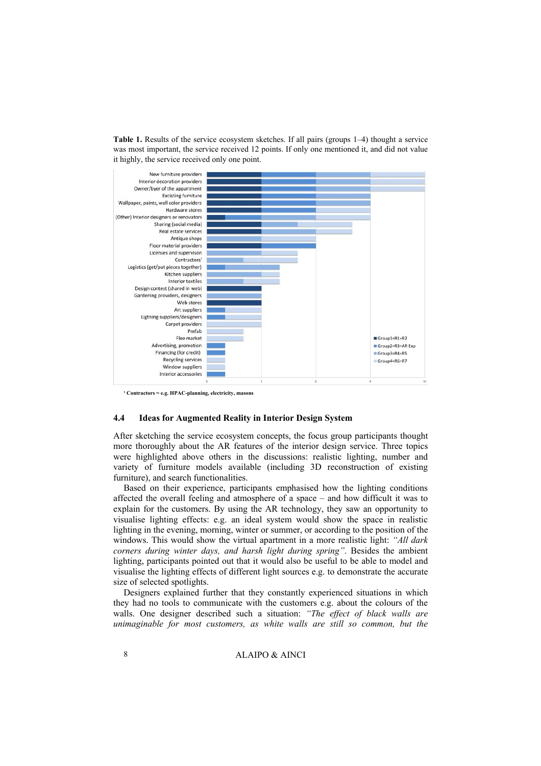**Table 1.** Results of the service ecosystem sketches. If all pairs (groups 1–4) thought a service was most important, the service received 12 points. If only one mentioned it, and did not value it highly, the service received only one point.

[1] **Contractors = e.g. HPAC-planning, electricity, masons**

### 4.4 Ideas for Augmented Reality in Interior Design System

After sketching the service ecosystem concepts, the focus group participants thought more thoroughly about the AR features of the interior design service. Three topics were highlighted above others in the discussions: realistic lighting, number and variety of furniture models available (including 3D reconstruction of existing furniture), and search functionalities.

Based on their experience, participants emphasised how the lighting conditions affected the overall feeling and atmosphere of a space – and how difficult it was to explain for the customers. By using the AR technology, they saw an opportunity to visualise lighting effects: e.g. an ideal system would show the space in realistic lighting in the evening, morning, winter or summer, or according to the position of the windows. This would show the virtual apartment in a more realistic light: *"All dark corners during winter days, and harsh light during spring"*. Besides the ambient lighting, participants pointed out that it would also be useful to be able to model and visualise the lighting effects of different light sources e.g. to demonstrate the accurate size of selected spotlights.

Designers explained further that they constantly experienced situations in which they had no tools to communicate with the customers e.g. about the colours of the walls. One designer described such a situation: *"The effect of black walls are unimaginable for most customers, as white walls are still so common, but the*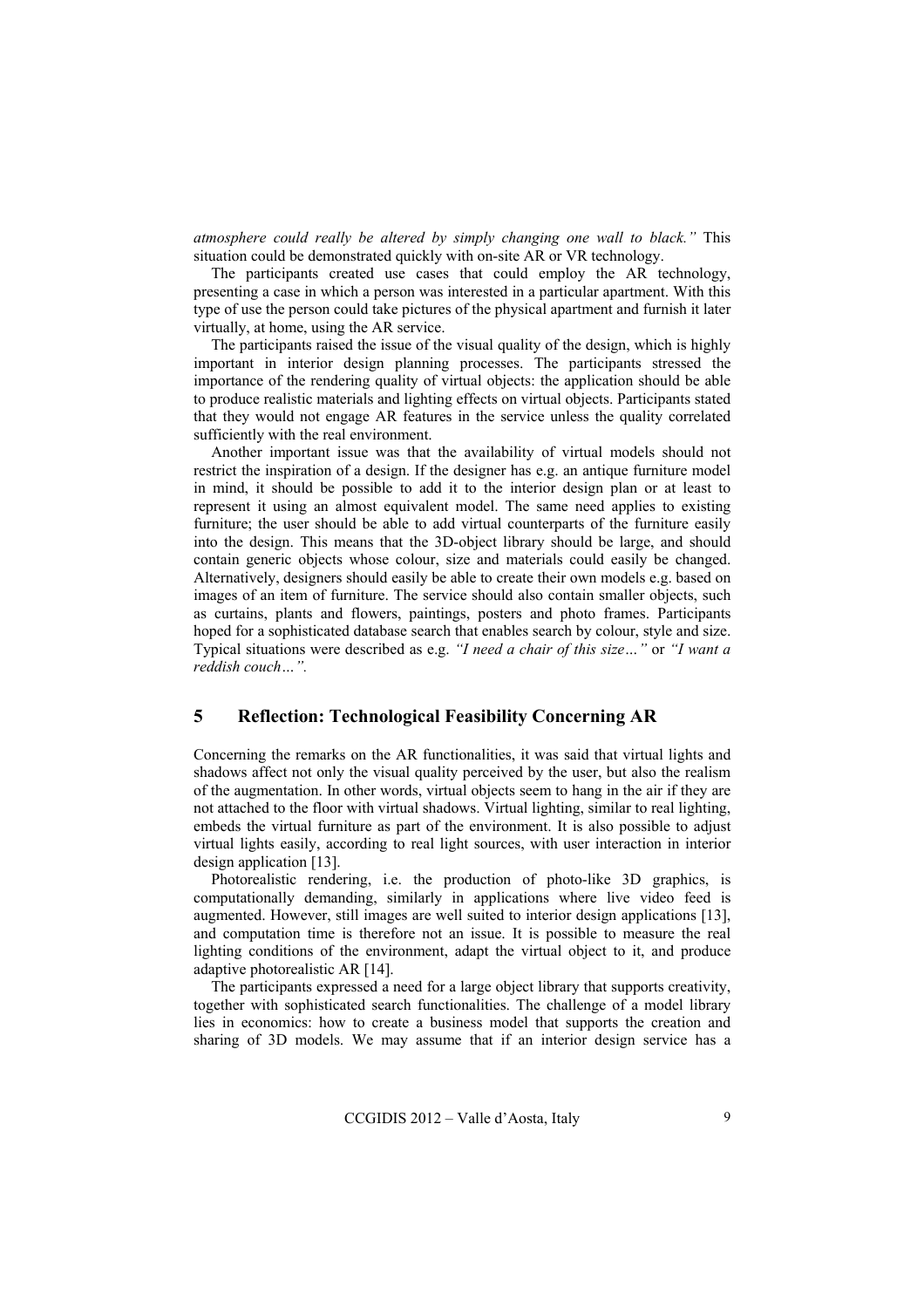*atmosphere could really be altered by simply changing one wall to black."* This situation could be demonstrated quickly with on-site AR or VR technology.

The participants created use cases that could employ the AR technology, presenting a case in which a person was interested in a particular apartment. With this type of use the person could take pictures of the physical apartment and furnish it later virtually, at home, using the AR service.

The participants raised the issue of the visual quality of the design, which is highly important in interior design planning processes. The participants stressed the importance of the rendering quality of virtual objects: the application should be able to produce realistic materials and lighting effects on virtual objects. Participants stated that they would not engage AR features in the service unless the quality correlated sufficiently with the real environment.

Another important issue was that the availability of virtual models should not restrict the inspiration of a design. If the designer has e.g. an antique furniture model in mind, it should be possible to add it to the interior design plan or at least to represent it using an almost equivalent model. The same need applies to existing furniture; the user should be able to add virtual counterparts of the furniture easily into the design. This means that the 3D-object library should be large, and should contain generic objects whose colour, size and materials could easily be changed. Alternatively, designers should easily be able to create their own models e.g. based on images of an item of furniture. The service should also contain smaller objects, such as curtains, plants and flowers, paintings, posters and photo frames. Participants hoped for a sophisticated database search that enables search by colour, style and size. Typical situations were described as e.g. *"I need a chair of this size…"* or *"I want a reddish couch…"*.

## 5 Reflection: Technological Feasibility Concerning AR

Concerning the remarks on the AR functionalities, it was said that virtual lights and shadows affect not only the visual quality perceived by the user, but also the realism of the augmentation. In other words, virtual objects seem to hang in the air if they are not attached to the floor with virtual shadows. Virtual lighting, similar to real lighting, embeds the virtual furniture as part of the environment. It is also possible to adjust virtual lights easily, according to real light sources, with user interaction in interior design application [13].

Photorealistic rendering, i.e. the production of photo-like 3D graphics, is computationally demanding, similarly in applications where live video feed is augmented. However, still images are well suited to interior design applications [13], and computation time is therefore not an issue. It is possible to measure the real lighting conditions of the environment, adapt the virtual object to it, and produce adaptive photorealistic AR [14].

The participants expressed a need for a large object library that supports creativity, together with sophisticated search functionalities. The challenge of a model library lies in economics: how to create a business model that supports the creation and sharing of 3D models. We may assume that if an interior design service has a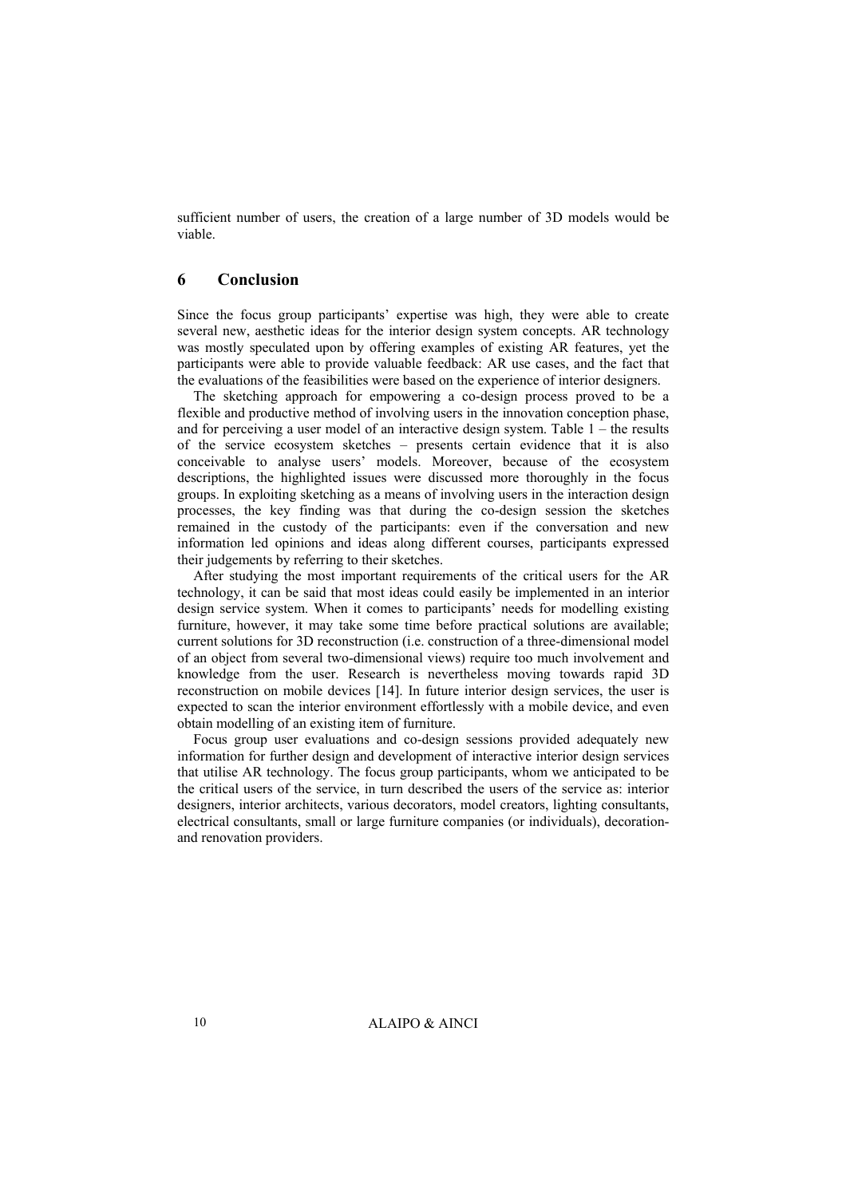sufficient number of users, the creation of a large number of 3D models would be viable.

## 6 Conclusion

Since the focus group participants' expertise was high, they were able to create several new, aesthetic ideas for the interior design system concepts. AR technology was mostly speculated upon by offering examples of existing AR features, yet the participants were able to provide valuable feedback: AR use cases, and the fact that the evaluations of the feasibilities were based on the experience of interior designers.

The sketching approach for empowering a co-design process proved to be a flexible and productive method of involving users in the innovation conception phase, and for perceiving a user model of an interactive design system. Table 1 – the results of the service ecosystem sketches – presents certain evidence that it is also conceivable to analyse users' models. Moreover, because of the ecosystem descriptions, the highlighted issues were discussed more thoroughly in the focus groups. In exploiting sketching as a means of involving users in the interaction design processes, the key finding was that during the co-design session the sketches remained in the custody of the participants: even if the conversation and new information led opinions and ideas along different courses, participants expressed their judgements by referring to their sketches.

After studying the most important requirements of the critical users for the AR technology, it can be said that most ideas could easily be implemented in an interior design service system. When it comes to participants' needs for modelling existing furniture, however, it may take some time before practical solutions are available; current solutions for 3D reconstruction (i.e. construction of a three-dimensional model of an object from several two-dimensional views) require too much involvement and knowledge from the user. Research is nevertheless moving towards rapid 3D reconstruction on mobile devices [14]. In future interior design services, the user is expected to scan the interior environment effortlessly with a mobile device, and even obtain modelling of an existing item of furniture.

Focus group user evaluations and co-design sessions provided adequately new information for further design and development of interactive interior design services that utilise AR technology. The focus group participants, whom we anticipated to be the critical users of the service, in turn described the users of the service as: interior designers, interior architects, various decorators, model creators, lighting consultants, electrical consultants, small or large furniture companies (or individuals), decoration- and renovation providers.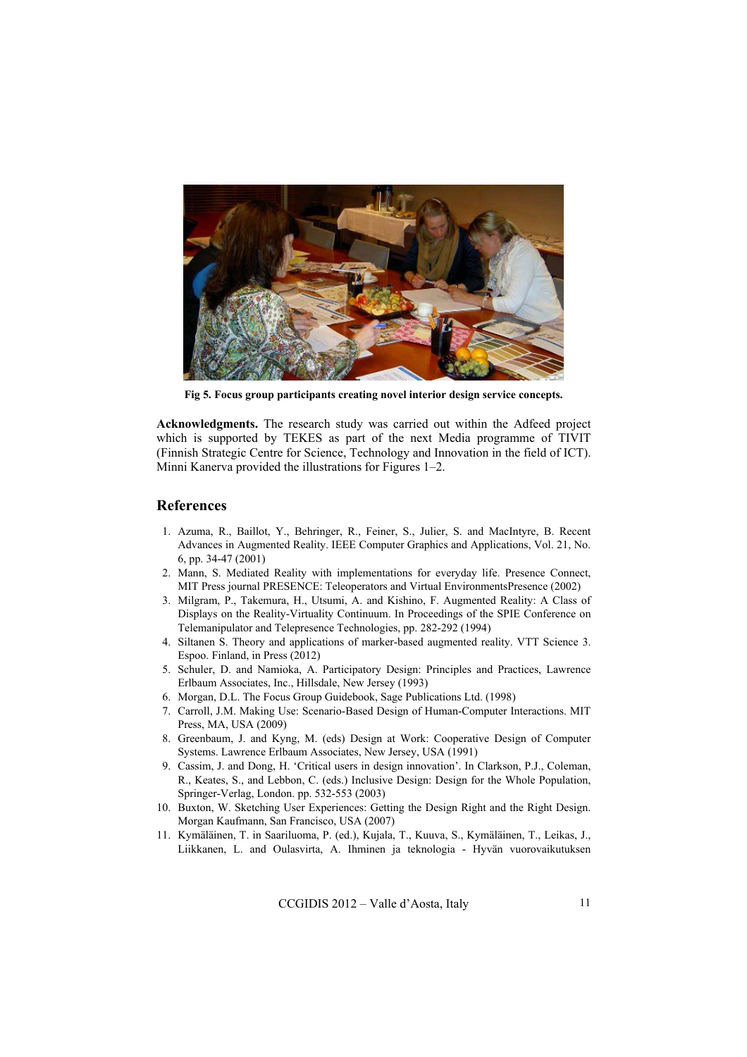Fig 5. Focus group participants creating novel interior design service concepts.

**Acknowledgments.** The research study was carried out within the Adfeed project which is supported by TEKES as part of the next Media programme of TIVIT (Finnish Strategic Centre for Science, Technology and Innovation in the field of ICT). Minni Kanerva provided the illustrations for Figures 1–2.

## References

1. Azuma, R., Baillot, Y., Behringer, R., Feiner, S., Julier, S. and MacIntyre, B. Recent Advances in Augmented Reality. IEEE Computer Graphics and Applications, Vol. 21, No. 6, pp. 34-47 (2001)
2. Mann, S. Mediated Reality with implementations for everyday life. Presence Connect, MIT Press journal PRESENCE: Teleoperators and Virtual EnvironmentsPresence (2002)
3. Milgram, P., Takemura, H., Utsumi, A. and Kishino, F. Augmented Reality: A Class of Displays on the Reality-Virtuality Continuum. In Proceedings of the SPIE Conference on Telemanipulator and Telepresence Technologies, pp. 282-292 (1994)
4. Siltanen S. Theory and applications of marker-based augmented reality. VTT Science 3. Espoo. Finland, in Press (2012)
5. Schuler, D. and Namioka, A. Participatory Design: Principles and Practices, Lawrence Erlbaum Associates, Inc., Hillsdale, New Jersey (1993)
6. Morgan, D.L. The Focus Group Guidebook, Sage Publications Ltd. (1998)
7. Carroll, J.M. Making Use: Scenario-Based Design of Human-Computer Interactions. MIT Press, MA, USA (2009)
8. Greenbaum, J. and Kyng, M. (eds) Design at Work: Cooperative Design of Computer Systems. Lawrence Erlbaum Associates, New Jersey, USA (1991)
9. Cassim, J. and Dong, H. 'Critical users in design innovation'. In Clarkson, P.J., Coleman, R., Keates, S., and Lebbon, C. (eds.) Inclusive Design: Design for the Whole Population, Springer-Verlag, London. pp. 532-553 (2003)
10. Buxton, W. Sketching User Experiences: Getting the Design Right and the Right Design. Morgan Kaufmann, San Francisco, USA (2007)
11. Kymäläinen, T. in Saariluoma, P. (ed.), Kujala, T., Kuuva, S., Kymäläinen, T., Leikas, J., Liikkanen, L. and Oulasvirta, A. Ihminen ja teknologia - Hyvän vuorovaikutuksen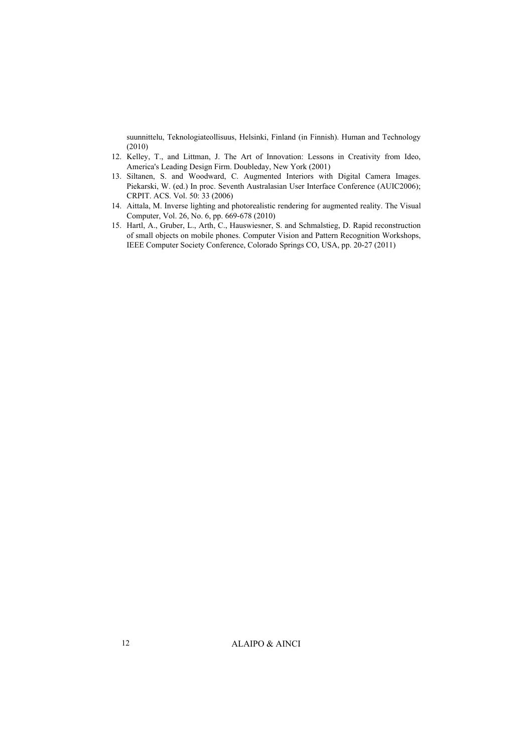suunnittelu, Teknologiateollisuus, Helsinki, Finland (in Finnish). Human and Technology (2010)

12. Kelley, T., and Littman, J. The Art of Innovation: Lessons in Creativity from Ideo, America's Leading Design Firm. Doubleday, New York (2001)
13. Siltanen, S. and Woodward, C. Augmented Interiors with Digital Camera Images. Piekarski, W. (ed.) In proc. Seventh Australasian User Interface Conference (AUIC2006); CRPIT. ACS. Vol. 50: 33 (2006)
14. Aittala, M. Inverse lighting and photorealistic rendering for augmented reality. The Visual Computer, Vol. 26, No. 6, pp. 669-678 (2010)
15. Hartl, A., Gruber, L., Arth, C., Hauswiesner, S. and Schmalstieg, D. Rapid reconstruction of small objects on mobile phones. Computer Vision and Pattern Recognition Workshops, IEEE Computer Society Conference, Colorado Springs CO, USA, pp. 20-27 (2011)